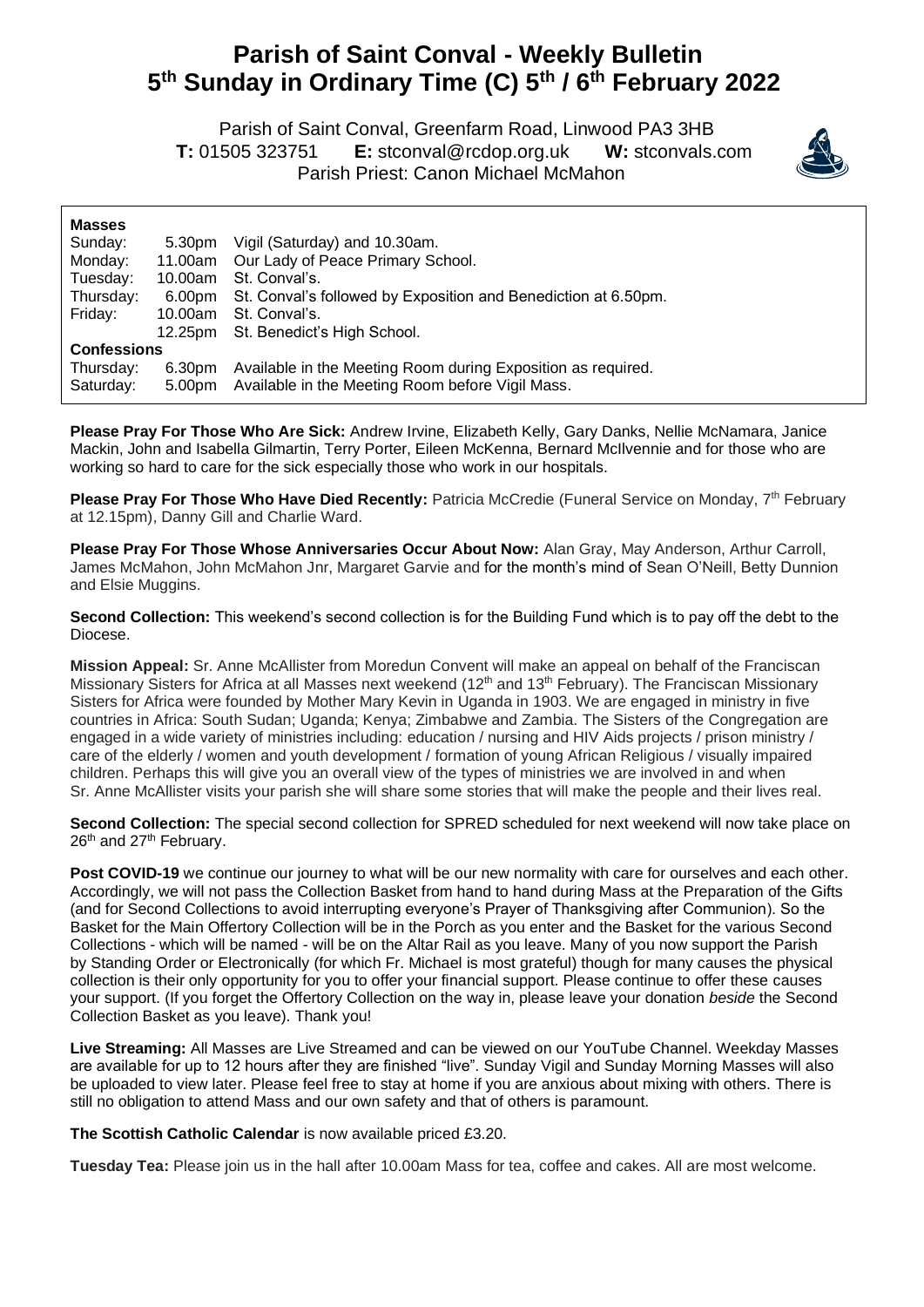# Parish of Saint Conval - Weekly Bulletin
# 5th Sunday in Ordinary Time (C) 5th / 6th February 2022

Parish of Saint Conval, Greenfarm Road, Linwood PA3 3HB
**T:** 01505 323751 **E:** stconval@rcdop.org.uk **W:** stconvals.com
Parish Priest: Canon Michael McMahon

**Masses**

| | | |
|---|---|---|
| Sunday: | 5.30pm | Vigil (Saturday) and 10.30am. |
| Monday: | 11.00am | Our Lady of Peace Primary School. |
| Tuesday: | 10.00am | St. Conval's. |
| Thursday: | 6.00pm | St. Conval's followed by Exposition and Benediction at 6.50pm. |
| Friday: | 10.00am | St. Conval's. |
| | 12.25pm | St. Benedict's High School. |

**Confessions**

| | | |
|---|---|---|
| Thursday: | 6.30pm | Available in the Meeting Room during Exposition as required. |
| Saturday: | 5.00pm | Available in the Meeting Room before Vigil Mass. |

**Please Pray For Those Who Are Sick:** Andrew Irvine, Elizabeth Kelly, Gary Danks, Nellie McNamara, Janice Mackin, John and Isabella Gilmartin, Terry Porter, Eileen McKenna, Bernard McIlvennie and for those who are working so hard to care for the sick especially those who work in our hospitals.

**Please Pray For Those Who Have Died Recently:** Patricia McCredie (Funeral Service on Monday, 7th February at 12.15pm), Danny Gill and Charlie Ward.

**Please Pray For Those Whose Anniversaries Occur About Now:** Alan Gray, May Anderson, Arthur Carroll, James McMahon, John McMahon Jnr, Margaret Garvie and for the month's mind of Sean O'Neill, Betty Dunnion and Elsie Muggins.

**Second Collection:** This weekend's second collection is for the Building Fund which is to pay off the debt to the Diocese.

**Mission Appeal:** Sr. Anne McAllister from Moredun Convent will make an appeal on behalf of the Franciscan Missionary Sisters for Africa at all Masses next weekend (12th and 13th February). The Franciscan Missionary Sisters for Africa were founded by Mother Mary Kevin in Uganda in 1903. We are engaged in ministry in five countries in Africa: South Sudan; Uganda; Kenya; Zimbabwe and Zambia. The Sisters of the Congregation are engaged in a wide variety of ministries including: education / nursing and HIV Aids projects / prison ministry / care of the elderly / women and youth development / formation of young African Religious / visually impaired children. Perhaps this will give you an overall view of the types of ministries we are involved in and when Sr. Anne McAllister visits your parish she will share some stories that will make the people and their lives real.

**Second Collection:** The special second collection for SPRED scheduled for next weekend will now take place on 26th and 27th February.

**Post COVID-19** we continue our journey to what will be our new normality with care for ourselves and each other. Accordingly, we will not pass the Collection Basket from hand to hand during Mass at the Preparation of the Gifts (and for Second Collections to avoid interrupting everyone's Prayer of Thanksgiving after Communion). So the Basket for the Main Offertory Collection will be in the Porch as you enter and the Basket for the various Second Collections - which will be named - will be on the Altar Rail as you leave. Many of you now support the Parish by Standing Order or Electronically (for which Fr. Michael is most grateful) though for many causes the physical collection is their only opportunity for you to offer your financial support. Please continue to offer these causes your support. (If you forget the Offertory Collection on the way in, please leave your donation *beside* the Second Collection Basket as you leave). Thank you!

**Live Streaming:** All Masses are Live Streamed and can be viewed on our YouTube Channel. Weekday Masses are available for up to 12 hours after they are finished "live". Sunday Vigil and Sunday Morning Masses will also be uploaded to view later. Please feel free to stay at home if you are anxious about mixing with others. There is still no obligation to attend Mass and our own safety and that of others is paramount.

**The Scottish Catholic Calendar** is now available priced £3.20.

**Tuesday Tea:** Please join us in the hall after 10.00am Mass for tea, coffee and cakes. All are most welcome.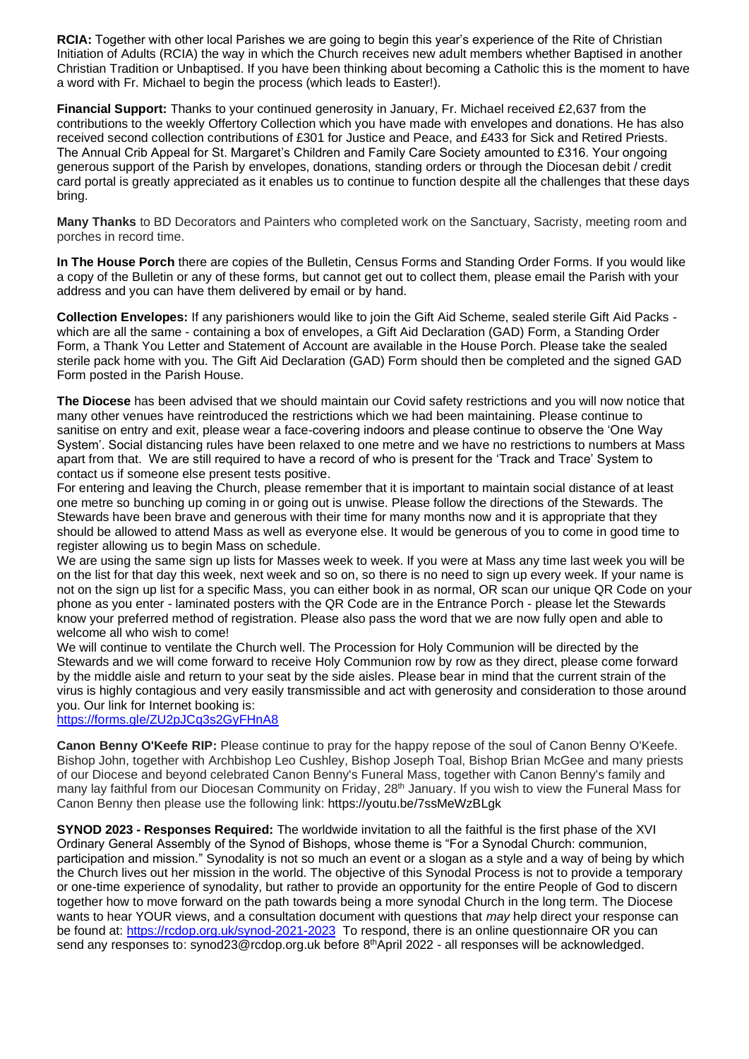**RCIA:** Together with other local Parishes we are going to begin this year's experience of the Rite of Christian Initiation of Adults (RCIA) the way in which the Church receives new adult members whether Baptised in another Christian Tradition or Unbaptised. If you have been thinking about becoming a Catholic this is the moment to have a word with Fr. Michael to begin the process (which leads to Easter!).

**Financial Support:** Thanks to your continued generosity in January, Fr. Michael received £2,637 from the contributions to the weekly Offertory Collection which you have made with envelopes and donations. He has also received second collection contributions of £301 for Justice and Peace, and £433 for Sick and Retired Priests. The Annual Crib Appeal for St. Margaret's Children and Family Care Society amounted to £316. Your ongoing generous support of the Parish by envelopes, donations, standing orders or through the Diocesan debit / credit card portal is greatly appreciated as it enables us to continue to function despite all the challenges that these days bring.

**Many Thanks** to BD Decorators and Painters who completed work on the Sanctuary, Sacristy, meeting room and porches in record time.

**In The House Porch** there are copies of the Bulletin, Census Forms and Standing Order Forms. If you would like a copy of the Bulletin or any of these forms, but cannot get out to collect them, please email the Parish with your address and you can have them delivered by email or by hand.

**Collection Envelopes:** If any parishioners would like to join the Gift Aid Scheme, sealed sterile Gift Aid Packs - which are all the same - containing a box of envelopes, a Gift Aid Declaration (GAD) Form, a Standing Order Form, a Thank You Letter and Statement of Account are available in the House Porch. Please take the sealed sterile pack home with you. The Gift Aid Declaration (GAD) Form should then be completed and the signed GAD Form posted in the Parish House.

**The Diocese** has been advised that we should maintain our Covid safety restrictions and you will now notice that many other venues have reintroduced the restrictions which we had been maintaining. Please continue to sanitise on entry and exit, please wear a face-covering indoors and please continue to observe the 'One Way System'. Social distancing rules have been relaxed to one metre and we have no restrictions to numbers at Mass apart from that. We are still required to have a record of who is present for the 'Track and Trace' System to contact us if someone else present tests positive.

For entering and leaving the Church, please remember that it is important to maintain social distance of at least one metre so bunching up coming in or going out is unwise. Please follow the directions of the Stewards. The Stewards have been brave and generous with their time for many months now and it is appropriate that they should be allowed to attend Mass as well as everyone else. It would be generous of you to come in good time to register allowing us to begin Mass on schedule.

We are using the same sign up lists for Masses week to week. If you were at Mass any time last week you will be on the list for that day this week, next week and so on, so there is no need to sign up every week. If your name is not on the sign up list for a specific Mass, you can either book in as normal, OR scan our unique QR Code on your phone as you enter - laminated posters with the QR Code are in the Entrance Porch - please let the Stewards know your preferred method of registration. Please also pass the word that we are now fully open and able to welcome all who wish to come!

We will continue to ventilate the Church well. The Procession for Holy Communion will be directed by the Stewards and we will come forward to receive Holy Communion row by row as they direct, please come forward by the middle aisle and return to your seat by the side aisles. Please bear in mind that the current strain of the virus is highly contagious and very easily transmissible and act with generosity and consideration to those around you. Our link for Internet booking is:

https://forms.gle/ZU2pJCq3s2GyFHnA8

**Canon Benny O'Keefe RIP:** Please continue to pray for the happy repose of the soul of Canon Benny O'Keefe. Bishop John, together with Archbishop Leo Cushley, Bishop Joseph Toal, Bishop Brian McGee and many priests of our Diocese and beyond celebrated Canon Benny's Funeral Mass, together with Canon Benny's family and many lay faithful from our Diocesan Community on Friday, 28th January. If you wish to view the Funeral Mass for Canon Benny then please use the following link: https://youtu.be/7ssMeWzBLgk

**SYNOD 2023 - Responses Required:** The worldwide invitation to all the faithful is the first phase of the XVI Ordinary General Assembly of the Synod of Bishops, whose theme is "For a Synodal Church: communion, participation and mission." Synodality is not so much an event or a slogan as a style and a way of being by which the Church lives out her mission in the world. The objective of this Synodal Process is not to provide a temporary or one-time experience of synodality, but rather to provide an opportunity for the entire People of God to discern together how to move forward on the path towards being a more synodal Church in the long term. The Diocese wants to hear YOUR views, and a consultation document with questions that *may* help direct your response can be found at: https://rcdop.org.uk/synod-2021-2023 To respond, there is an online questionnaire OR you can send any responses to: synod23@rcdop.org.uk before 8th April 2022 - all responses will be acknowledged.